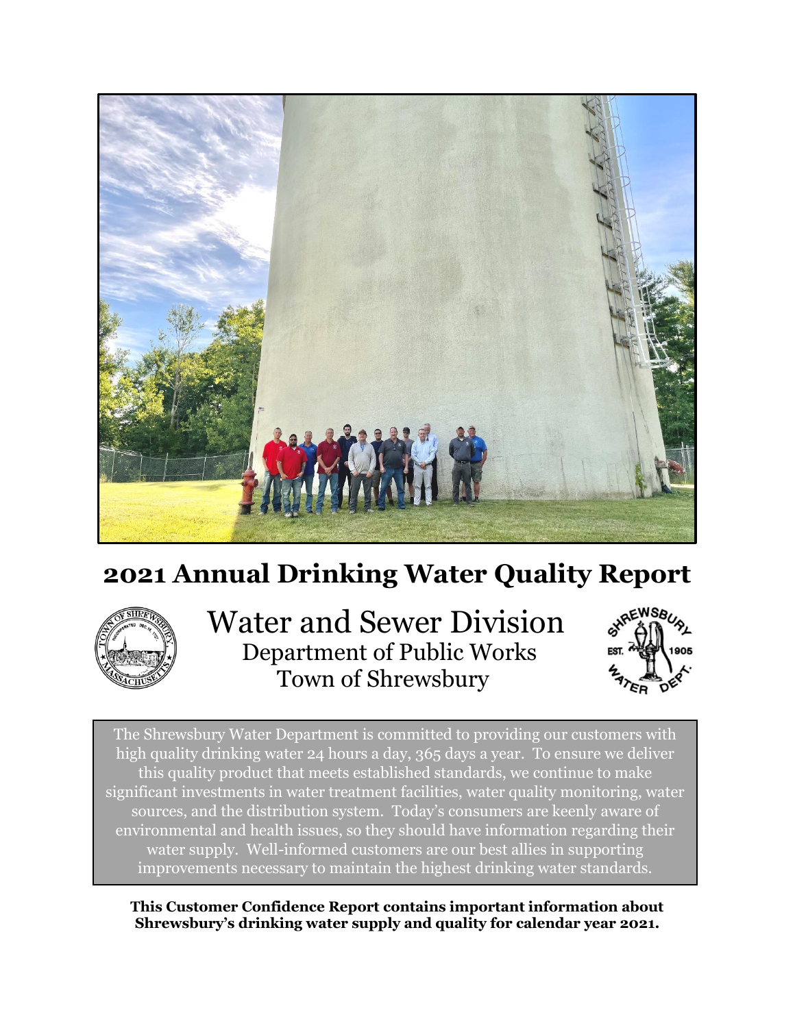# 2021 Annual Drinking Water Quality Report

## Water and Sewer Division

Department of Public Works

Town of Shrewsbury

The Shrewsbury Water Department is committed to providing our customers with high quality drinking water 24 hours a day, 365 days a year. To ensure we deliver this quality product that meets established standards, we continue to make significant investments in water treatment facilities, water quality monitoring, water sources, and the distribution system. Today's consumers are keenly aware of environmental and health issues, so they should have information regarding their water supply. Well-informed customers are our best allies in supporting improvements necessary to maintain the highest drinking water standards.

**This Customer Confidence Report contains important information about Shrewsbury's drinking water supply and quality for calendar year 2021.**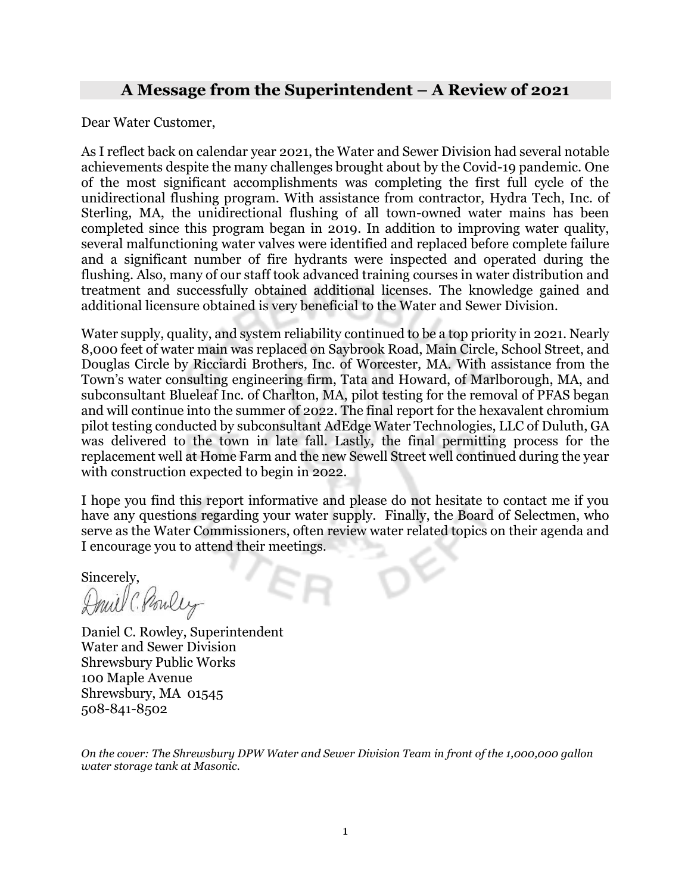## A Message from the Superintendent – A Review of 2021

Dear Water Customer,

As I reflect back on calendar year 2021, the Water and Sewer Division had several notable achievements despite the many challenges brought about by the Covid-19 pandemic. One of the most significant accomplishments was completing the first full cycle of the unidirectional flushing program. With assistance from contractor, Hydra Tech, Inc. of Sterling, MA, the unidirectional flushing of all town-owned water mains has been completed since this program began in 2019. In addition to improving water quality, several malfunctioning water valves were identified and replaced before complete failure and a significant number of fire hydrants were inspected and operated during the flushing. Also, many of our staff took advanced training courses in water distribution and treatment and successfully obtained additional licenses. The knowledge gained and additional licensure obtained is very beneficial to the Water and Sewer Division.

Water supply, quality, and system reliability continued to be a top priority in 2021. Nearly 8,000 feet of water main was replaced on Saybrook Road, Main Circle, School Street, and Douglas Circle by Ricciardi Brothers, Inc. of Worcester, MA. With assistance from the Town's water consulting engineering firm, Tata and Howard, of Marlborough, MA, and subconsultant Blueleaf Inc. of Charlton, MA, pilot testing for the removal of PFAS began and will continue into the summer of 2022. The final report for the hexavalent chromium pilot testing conducted by subconsultant AdEdge Water Technologies, LLC of Duluth, GA was delivered to the town in late fall. Lastly, the final permitting process for the replacement well at Home Farm and the new Sewell Street well continued during the year with construction expected to begin in 2022.

I hope you find this report informative and please do not hesitate to contact me if you have any questions regarding your water supply. Finally, the Board of Selectmen, who serve as the Water Commissioners, often review water related topics on their agenda and I encourage you to attend their meetings.

Sincerely,

Daniel C. Rowley, Superintendent
Water and Sewer Division
Shrewsbury Public Works
100 Maple Avenue
Shrewsbury, MA 01545
508-841-8502

*On the cover: The Shrewsbury DPW Water and Sewer Division Team in front of the 1,000,000 gallon water storage tank at Masonic.*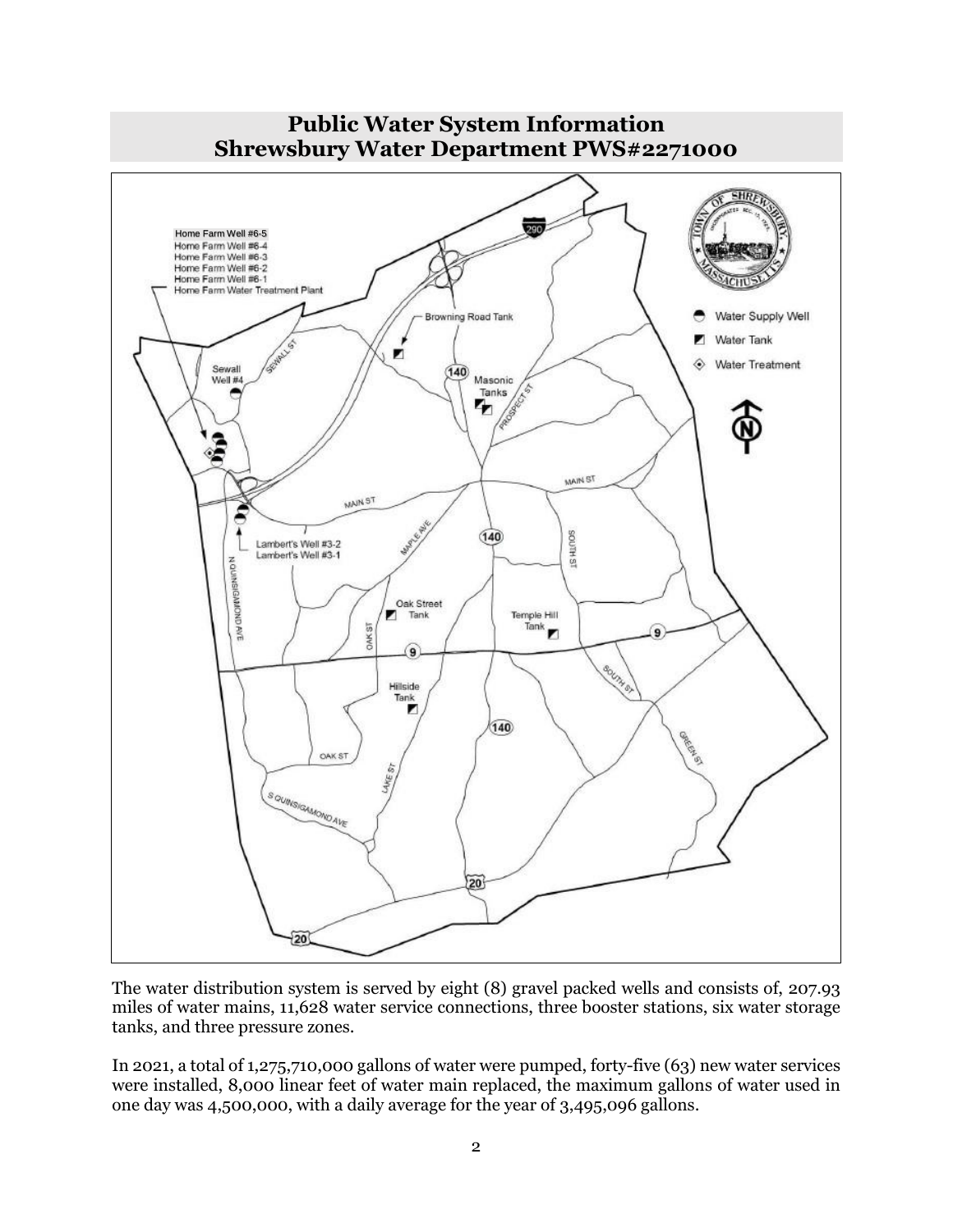## Public Water System Information
## Shrewsbury Water Department PWS#2271000

The water distribution system is served by eight (8) gravel packed wells and consists of, 207.93 miles of water mains, 11,628 water service connections, three booster stations, six water storage tanks, and three pressure zones.

In 2021, a total of 1,275,710,000 gallons of water were pumped, forty-five (63) new water services were installed, 8,000 linear feet of water main replaced, the maximum gallons of water used in one day was 4,500,000, with a daily average for the year of 3,495,096 gallons.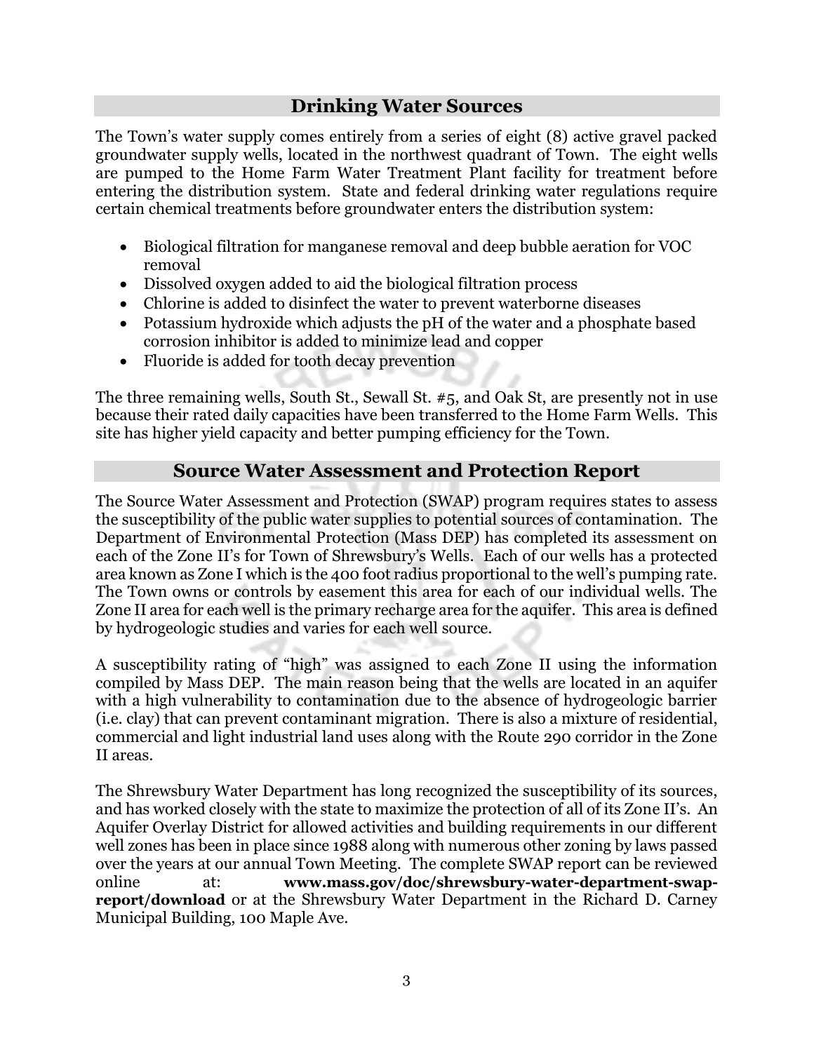## Drinking Water Sources

The Town's water supply comes entirely from a series of eight (8) active gravel packed groundwater supply wells, located in the northwest quadrant of Town. The eight wells are pumped to the Home Farm Water Treatment Plant facility for treatment before entering the distribution system. State and federal drinking water regulations require certain chemical treatments before groundwater enters the distribution system:

- Biological filtration for manganese removal and deep bubble aeration for VOC removal
- Dissolved oxygen added to aid the biological filtration process
- Chlorine is added to disinfect the water to prevent waterborne diseases
- Potassium hydroxide which adjusts the pH of the water and a phosphate based corrosion inhibitor is added to minimize lead and copper
- Fluoride is added for tooth decay prevention

The three remaining wells, South St., Sewall St. #5, and Oak St, are presently not in use because their rated daily capacities have been transferred to the Home Farm Wells. This site has higher yield capacity and better pumping efficiency for the Town.

## Source Water Assessment and Protection Report

The Source Water Assessment and Protection (SWAP) program requires states to assess the susceptibility of the public water supplies to potential sources of contamination. The Department of Environmental Protection (Mass DEP) has completed its assessment on each of the Zone II's for Town of Shrewsbury's Wells. Each of our wells has a protected area known as Zone I which is the 400 foot radius proportional to the well's pumping rate. The Town owns or controls by easement this area for each of our individual wells. The Zone II area for each well is the primary recharge area for the aquifer. This area is defined by hydrogeologic studies and varies for each well source.

A susceptibility rating of "high" was assigned to each Zone II using the information compiled by Mass DEP. The main reason being that the wells are located in an aquifer with a high vulnerability to contamination due to the absence of hydrogeologic barrier (i.e. clay) that can prevent contaminant migration. There is also a mixture of residential, commercial and light industrial land uses along with the Route 290 corridor in the Zone II areas.

The Shrewsbury Water Department has long recognized the susceptibility of its sources, and has worked closely with the state to maximize the protection of all of its Zone II's. An Aquifer Overlay District for allowed activities and building requirements in our different well zones has been in place since 1988 along with numerous other zoning by laws passed over the years at our annual Town Meeting. The complete SWAP report can be reviewed online at: **www.mass.gov/doc/shrewsbury-water-department-swap-report/download** or at the Shrewsbury Water Department in the Richard D. Carney Municipal Building, 100 Maple Ave.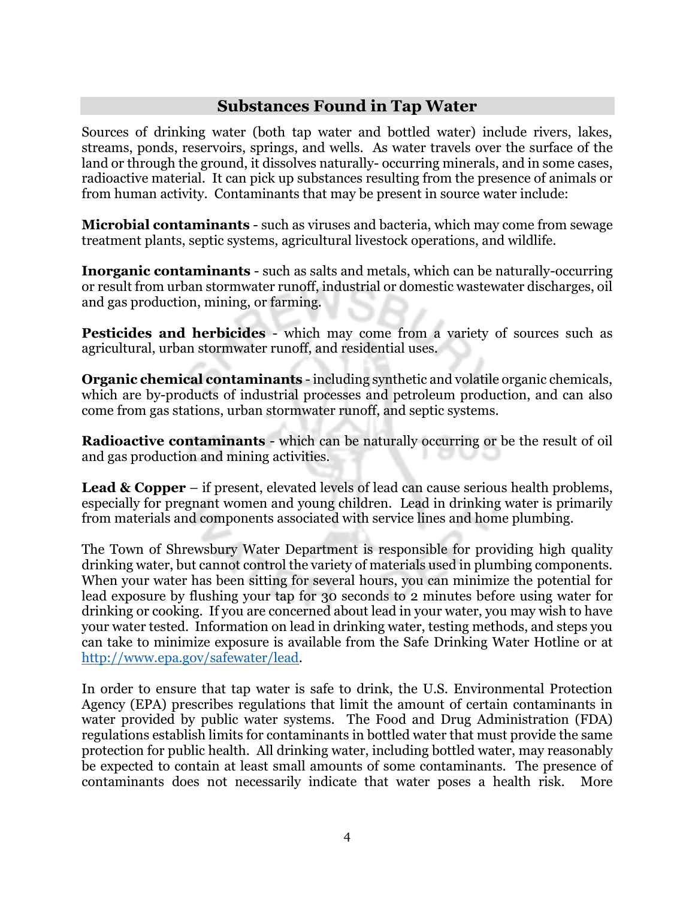## Substances Found in Tap Water

Sources of drinking water (both tap water and bottled water) include rivers, lakes, streams, ponds, reservoirs, springs, and wells. As water travels over the surface of the land or through the ground, it dissolves naturally- occurring minerals, and in some cases, radioactive material. It can pick up substances resulting from the presence of animals or from human activity. Contaminants that may be present in source water include:

**Microbial contaminants** - such as viruses and bacteria, which may come from sewage treatment plants, septic systems, agricultural livestock operations, and wildlife.

**Inorganic contaminants** - such as salts and metals, which can be naturally-occurring or result from urban stormwater runoff, industrial or domestic wastewater discharges, oil and gas production, mining, or farming.

**Pesticides and herbicides** - which may come from a variety of sources such as agricultural, urban stormwater runoff, and residential uses.

**Organic chemical contaminants** - including synthetic and volatile organic chemicals, which are by-products of industrial processes and petroleum production, and can also come from gas stations, urban stormwater runoff, and septic systems.

**Radioactive contaminants** - which can be naturally occurring or be the result of oil and gas production and mining activities.

**Lead & Copper** – if present, elevated levels of lead can cause serious health problems, especially for pregnant women and young children. Lead in drinking water is primarily from materials and components associated with service lines and home plumbing.

The Town of Shrewsbury Water Department is responsible for providing high quality drinking water, but cannot control the variety of materials used in plumbing components. When your water has been sitting for several hours, you can minimize the potential for lead exposure by flushing your tap for 30 seconds to 2 minutes before using water for drinking or cooking. If you are concerned about lead in your water, you may wish to have your water tested. Information on lead in drinking water, testing methods, and steps you can take to minimize exposure is available from the Safe Drinking Water Hotline or at http://www.epa.gov/safewater/lead.

In order to ensure that tap water is safe to drink, the U.S. Environmental Protection Agency (EPA) prescribes regulations that limit the amount of certain contaminants in water provided by public water systems. The Food and Drug Administration (FDA) regulations establish limits for contaminants in bottled water that must provide the same protection for public health. All drinking water, including bottled water, may reasonably be expected to contain at least small amounts of some contaminants. The presence of contaminants does not necessarily indicate that water poses a health risk. More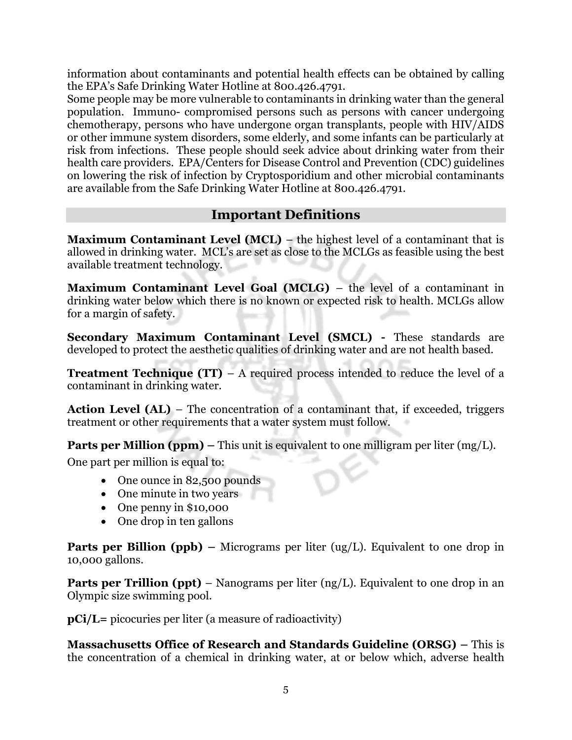information about contaminants and potential health effects can be obtained by calling the EPA's Safe Drinking Water Hotline at 800.426.4791.

Some people may be more vulnerable to contaminants in drinking water than the general population. Immuno- compromised persons such as persons with cancer undergoing chemotherapy, persons who have undergone organ transplants, people with HIV/AIDS or other immune system disorders, some elderly, and some infants can be particularly at risk from infections. These people should seek advice about drinking water from their health care providers. EPA/Centers for Disease Control and Prevention (CDC) guidelines on lowering the risk of infection by Cryptosporidium and other microbial contaminants are available from the Safe Drinking Water Hotline at 800.426.4791.

## Important Definitions

**Maximum Contaminant Level (MCL)** – the highest level of a contaminant that is allowed in drinking water. MCL's are set as close to the MCLGs as feasible using the best available treatment technology.

**Maximum Contaminant Level Goal (MCLG)** – the level of a contaminant in drinking water below which there is no known or expected risk to health. MCLGs allow for a margin of safety.

**Secondary Maximum Contaminant Level (SMCL) -** These standards are developed to protect the aesthetic qualities of drinking water and are not health based.

**Treatment Technique (TT)** – A required process intended to reduce the level of a contaminant in drinking water.

**Action Level (AL)** – The concentration of a contaminant that, if exceeded, triggers treatment or other requirements that a water system must follow.

**Parts per Million (ppm) –** This unit is equivalent to one milligram per liter (mg/L).

One part per million is equal to:

- One ounce in 82,500 pounds
- One minute in two years
- One penny in $10,000
- One drop in ten gallons

**Parts per Billion (ppb) –** Micrograms per liter (ug/L). Equivalent to one drop in 10,000 gallons.

**Parts per Trillion (ppt)** – Nanograms per liter (ng/L). Equivalent to one drop in an Olympic size swimming pool.

**pCi/L=** picocuries per liter (a measure of radioactivity)

**Massachusetts Office of Research and Standards Guideline (ORSG) –** This is the concentration of a chemical in drinking water, at or below which, adverse health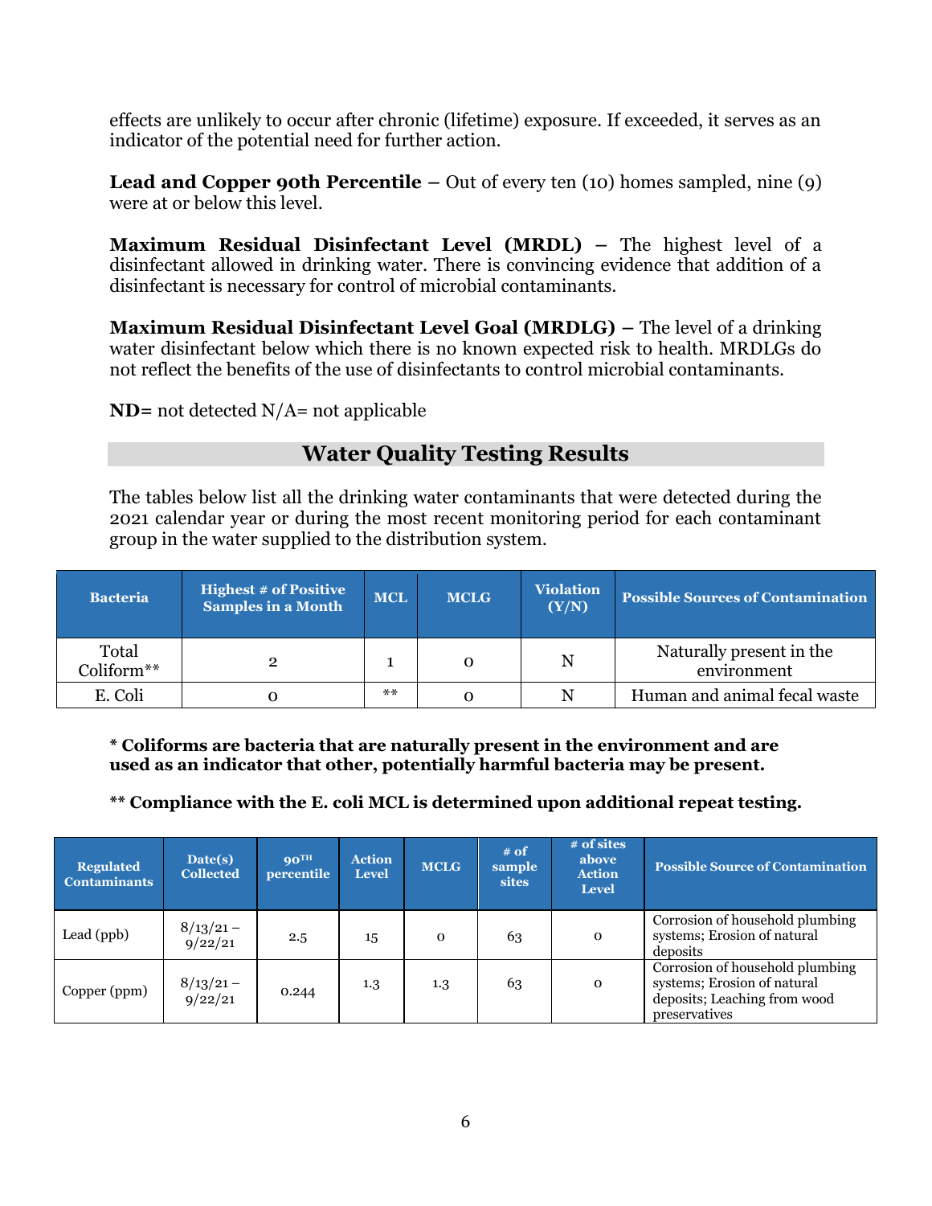effects are unlikely to occur after chronic (lifetime) exposure. If exceeded, it serves as an indicator of the potential need for further action.

**Lead and Copper 90th Percentile –** Out of every ten (10) homes sampled, nine (9) were at or below this level.

**Maximum Residual Disinfectant Level (MRDL) –** The highest level of a disinfectant allowed in drinking water. There is convincing evidence that addition of a disinfectant is necessary for control of microbial contaminants.

**Maximum Residual Disinfectant Level Goal (MRDLG) –** The level of a drinking water disinfectant below which there is no known expected risk to health. MRDLGs do not reflect the benefits of the use of disinfectants to control microbial contaminants.

**ND=** not detected N/A= not applicable

## Water Quality Testing Results

The tables below list all the drinking water contaminants that were detected during the 2021 calendar year or during the most recent monitoring period for each contaminant group in the water supplied to the distribution system.

| Bacteria | Highest # of Positive Samples in a Month | MCL | MCLG | Violation (Y/N) | Possible Sources of Contamination |
|---|---|---|---|---|---|
| Total Coliform** | 2 | 1 | 0 | N | Naturally present in the environment |
| E. Coli | 0 | ** | 0 | N | Human and animal fecal waste |

**\* Coliforms are bacteria that are naturally present in the environment and are used as an indicator that other, potentially harmful bacteria may be present.**

**\*\* Compliance with the E. coli MCL is determined upon additional repeat testing.**

| Regulated Contaminants | Date(s) Collected | 90TH percentile | Action Level | MCLG | # of sample sites | # of sites above Action Level | Possible Source of Contamination |
|---|---|---|---|---|---|---|---|
| Lead (ppb) | 8/13/21 – 9/22/21 | 2.5 | 15 | 0 | 63 | 0 | Corrosion of household plumbing systems; Erosion of natural deposits |
| Copper (ppm) | 8/13/21 – 9/22/21 | 0.244 | 1.3 | 1.3 | 63 | 0 | Corrosion of household plumbing systems; Erosion of natural deposits; Leaching from wood preservatives |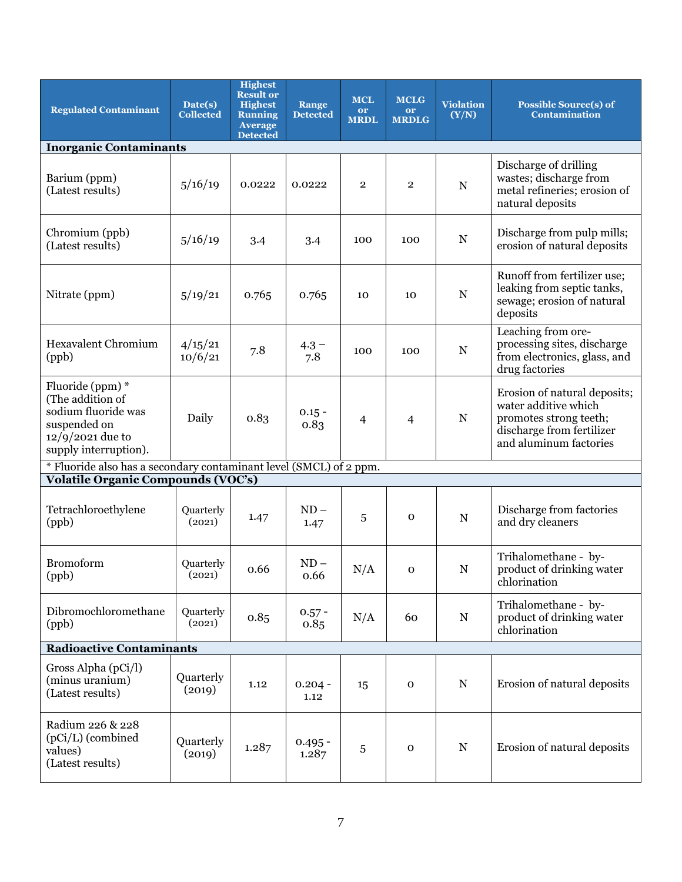| Regulated Contaminant | Date(s) Collected | Highest Result or Highest Running Average Detected | Range Detected | MCL or MRDL | MCLG or MRDLG | Violation (Y/N) | Possible Source(s) of Contamination |
|---|---|---|---|---|---|---|---|
| **Inorganic Contaminants** | | | | | | | |
| Barium (ppm) (Latest results) | 5/16/19 | 0.0222 | 0.0222 | 2 | 2 | N | Discharge of drilling wastes; discharge from metal refineries; erosion of natural deposits |
| Chromium (ppb) (Latest results) | 5/16/19 | 3.4 | 3.4 | 100 | 100 | N | Discharge from pulp mills; erosion of natural deposits |
| Nitrate (ppm) | 5/19/21 | 0.765 | 0.765 | 10 | 10 | N | Runoff from fertilizer use; leaking from septic tanks, sewage; erosion of natural deposits |
| Hexavalent Chromium (ppb) | 4/15/21 10/6/21 | 7.8 | 4.3 – 7.8 | 100 | 100 | N | Leaching from ore-processing sites, discharge from electronics, glass, and drug factories |
| Fluoride (ppm) * (The addition of sodium fluoride was suspended on 12/9/2021 due to supply interruption). | Daily | 0.83 | 0.15 - 0.83 | 4 | 4 | N | Erosion of natural deposits; water additive which promotes strong teeth; discharge from fertilizer and aluminum factories |
| * Fluoride also has a secondary contaminant level (SMCL) of 2 ppm. | | | | | | | |
| **Volatile Organic Compounds (VOC's)** | | | | | | | |
| Tetrachloroethylene (ppb) | Quarterly (2021) | 1.47 | ND – 1.47 | 5 | 0 | N | Discharge from factories and dry cleaners |
| Bromoform (ppb) | Quarterly (2021) | 0.66 | ND – 0.66 | N/A | 0 | N | Trihalomethane - by-product of drinking water chlorination |
| Dibromochloromethane (ppb) | Quarterly (2021) | 0.85 | 0.57 - 0.85 | N/A | 60 | N | Trihalomethane - by-product of drinking water chlorination |
| **Radioactive Contaminants** | | | | | | | |
| Gross Alpha (pCi/l) (minus uranium) (Latest results) | Quarterly (2019) | 1.12 | 0.204 - 1.12 | 15 | 0 | N | Erosion of natural deposits |
| Radium 226 & 228 (pCi/L) (combined values) (Latest results) | Quarterly (2019) | 1.287 | 0.495 - 1.287 | 5 | 0 | N | Erosion of natural deposits |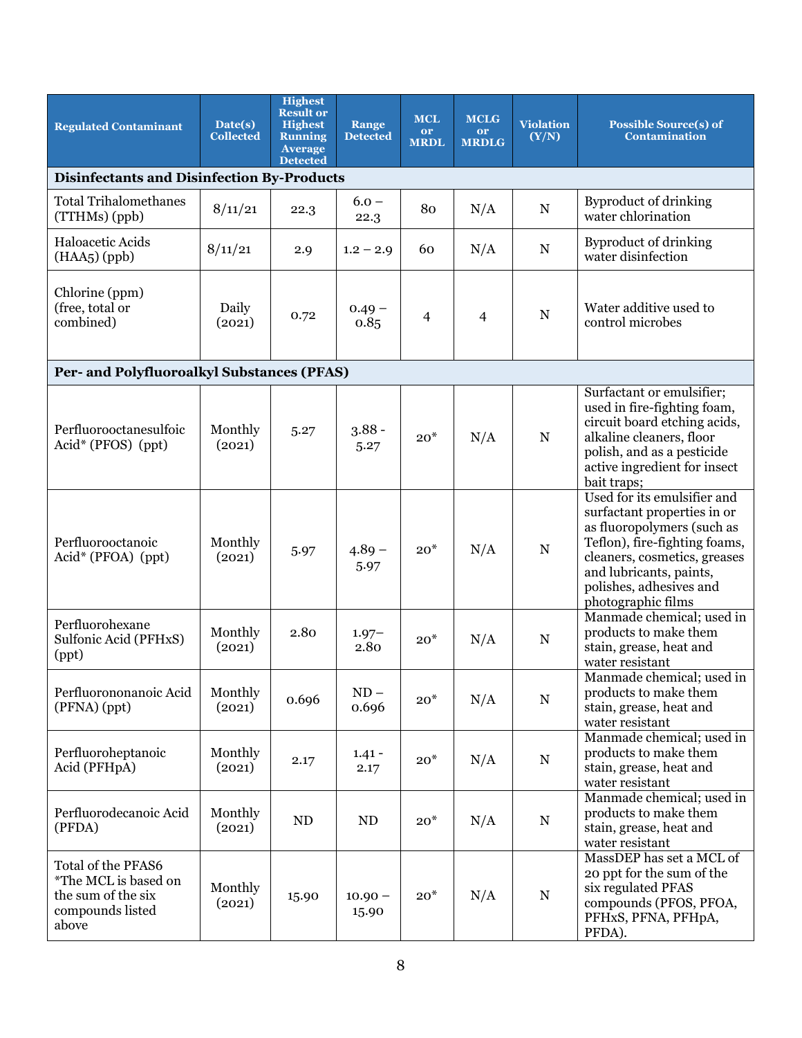| Regulated Contaminant | Date(s) Collected | Highest Result or Highest Running Average Detected | Range Detected | MCL or MRDL | MCLG or MRDLG | Violation (Y/N) | Possible Source(s) of Contamination |
|---|---|---|---|---|---|---|---|
| **Disinfectants and Disinfection By-Products** | | | | | | | |
| Total Trihalomethanes (TTHMs) (ppb) | 8/11/21 | 22.3 | 6.0 – 22.3 | 80 | N/A | N | Byproduct of drinking water chlorination |
| Haloacetic Acids (HAA5) (ppb) | 8/11/21 | 2.9 | 1.2 – 2.9 | 60 | N/A | N | Byproduct of drinking water disinfection |
| Chlorine (ppm) (free, total or combined) | Daily (2021) | 0.72 | 0.49 – 0.85 | 4 | 4 | N | Water additive used to control microbes |
| **Per- and Polyfluoroalkyl Substances (PFAS)** | | | | | | | |
| Perfluorooctanesulfoic Acid* (PFOS) (ppt) | Monthly (2021) | 5.27 | 3.88 - 5.27 | 20* | N/A | N | Surfactant or emulsifier; used in fire-fighting foam, circuit board etching acids, alkaline cleaners, floor polish, and as a pesticide active ingredient for insect bait traps; |
| Perfluorooctanoic Acid* (PFOA) (ppt) | Monthly (2021) | 5.97 | 4.89 – 5.97 | 20* | N/A | N | Used for its emulsifier and surfactant properties in or as fluoropolymers (such as Teflon), fire-fighting foams, cleaners, cosmetics, greases and lubricants, paints, polishes, adhesives and photographic films |
| Perfluorohexane Sulfonic Acid (PFHxS) (ppt) | Monthly (2021) | 2.80 | 1.97– 2.80 | 20* | N/A | N | Manmade chemical; used in products to make them stain, grease, heat and water resistant |
| Perfluorononanoic Acid (PFNA) (ppt) | Monthly (2021) | 0.696 | ND – 0.696 | 20* | N/A | N | Manmade chemical; used in products to make them stain, grease, heat and water resistant |
| Perfluoroheptanoic Acid (PFHpA) | Monthly (2021) | 2.17 | 1.41 - 2.17 | 20* | N/A | N | Manmade chemical; used in products to make them stain, grease, heat and water resistant |
| Perfluorodecanoic Acid (PFDA) | Monthly (2021) | ND | ND | 20* | N/A | N | Manmade chemical; used in products to make them stain, grease, heat and water resistant |
| Total of the PFAS6 *The MCL is based on the sum of the six compounds listed above | Monthly (2021) | 15.90 | 10.90 – 15.90 | 20* | N/A | N | MassDEP has set a MCL of 20 ppt for the sum of the six regulated PFAS compounds (PFOS, PFOA, PFHxS, PFNA, PFHpA, PFDA). |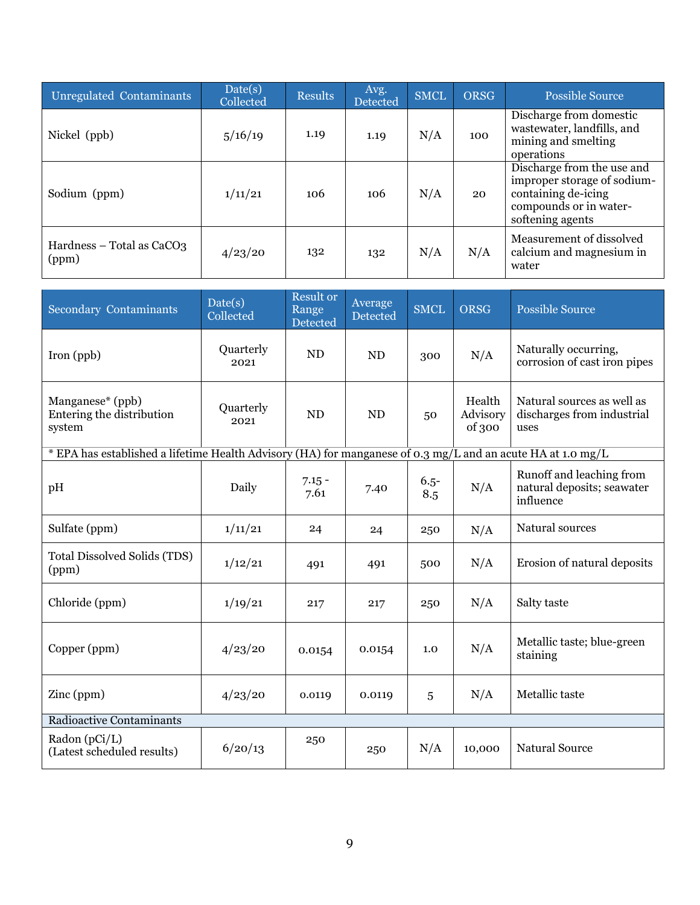| Unregulated Contaminants | Date(s) Collected | Results | Avg. Detected | SMCL | ORSG | Possible Source |
|---|---|---|---|---|---|---|
| Nickel (ppb) | 5/16/19 | 1.19 | 1.19 | N/A | 100 | Discharge from domestic wastewater, landfills, and mining and smelting operations |
| Sodium (ppm) | 1/11/21 | 106 | 106 | N/A | 20 | Discharge from the use and improper storage of sodium-containing de-icing compounds or in water-softening agents |
| Hardness – Total as $CaCO_3$ (ppm) | 4/23/20 | 132 | 132 | N/A | N/A | Measurement of dissolved calcium and magnesium in water |

| Secondary Contaminants | Date(s) Collected | Result or Range Detected | Average Detected | SMCL | ORSG | Possible Source |
|---|---|---|---|---|---|---|
| Iron (ppb) | Quarterly 2021 | ND | ND | 300 | N/A | Naturally occurring, corrosion of cast iron pipes |
| Manganese* (ppb) Entering the distribution system | Quarterly 2021 | ND | ND | 50 | Health Advisory of 300 | Natural sources as well as discharges from industrial uses |
| * EPA has established a lifetime Health Advisory (HA) for manganese of 0.3 mg/L and an acute HA at 1.0 mg/L | | | | | | |
| pH | Daily | 7.15 - 7.61 | 7.40 | 6.5-8.5 | N/A | Runoff and leaching from natural deposits; seawater influence |
| Sulfate (ppm) | 1/11/21 | 24 | 24 | 250 | N/A | Natural sources |
| Total Dissolved Solids (TDS) (ppm) | 1/12/21 | 491 | 491 | 500 | N/A | Erosion of natural deposits |
| Chloride (ppm) | 1/19/21 | 217 | 217 | 250 | N/A | Salty taste |
| Copper (ppm) | 4/23/20 | 0.0154 | 0.0154 | 1.0 | N/A | Metallic taste; blue-green staining |
| Zinc (ppm) | 4/23/20 | 0.0119 | 0.0119 | 5 | N/A | Metallic taste |
| Radioactive Contaminants | | | | | | |
| Radon (pCi/L) (Latest scheduled results) | 6/20/13 | 250 | 250 | N/A | 10,000 | Natural Source |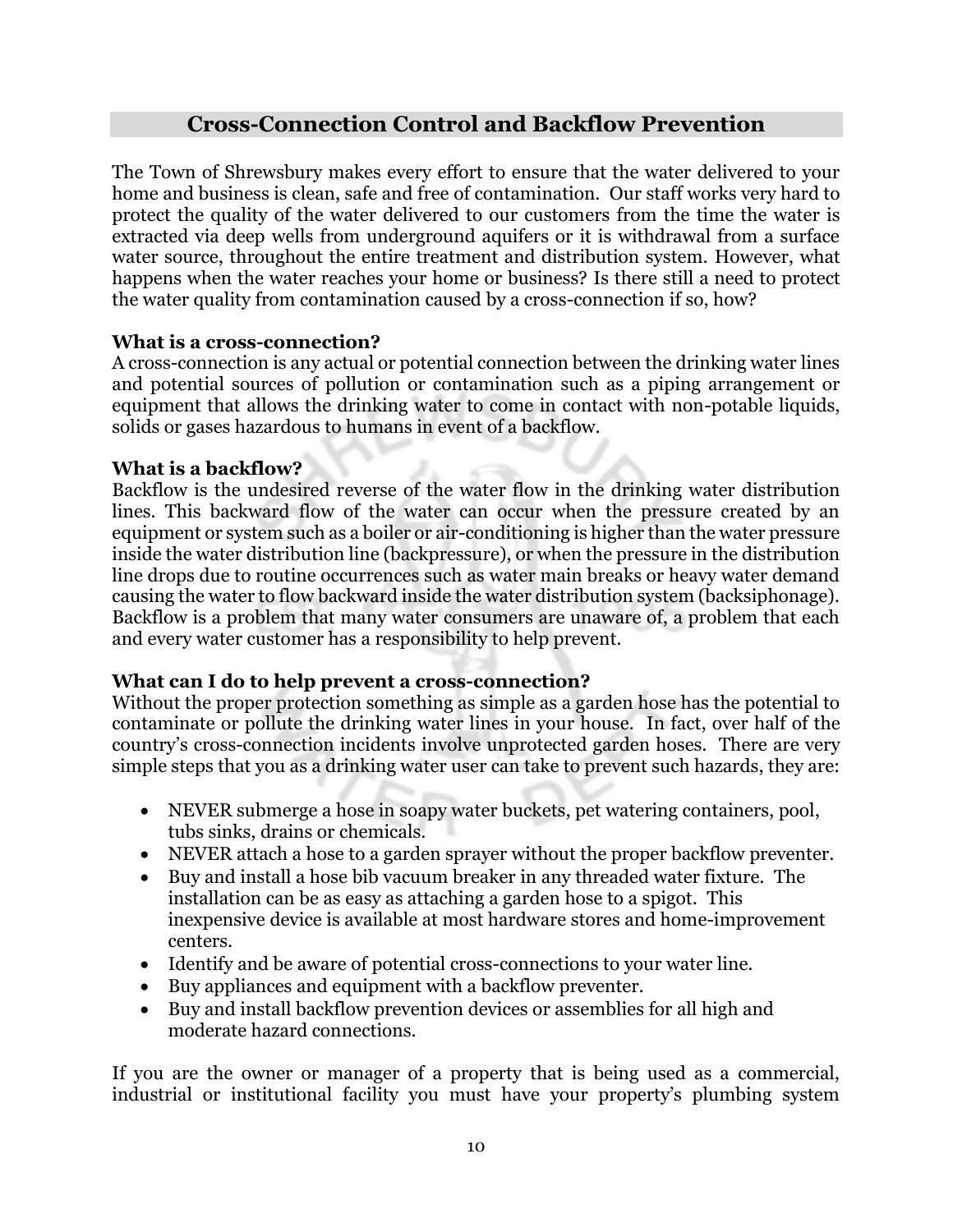## Cross-Connection Control and Backflow Prevention

The Town of Shrewsbury makes every effort to ensure that the water delivered to your home and business is clean, safe and free of contamination. Our staff works very hard to protect the quality of the water delivered to our customers from the time the water is extracted via deep wells from underground aquifers or it is withdrawal from a surface water source, throughout the entire treatment and distribution system. However, what happens when the water reaches your home or business? Is there still a need to protect the water quality from contamination caused by a cross-connection if so, how?

**What is a cross-connection?**
A cross-connection is any actual or potential connection between the drinking water lines and potential sources of pollution or contamination such as a piping arrangement or equipment that allows the drinking water to come in contact with non-potable liquids, solids or gases hazardous to humans in event of a backflow.

**What is a backflow?**
Backflow is the undesired reverse of the water flow in the drinking water distribution lines. This backward flow of the water can occur when the pressure created by an equipment or system such as a boiler or air-conditioning is higher than the water pressure inside the water distribution line (backpressure), or when the pressure in the distribution line drops due to routine occurrences such as water main breaks or heavy water demand causing the water to flow backward inside the water distribution system (backsiphonage). Backflow is a problem that many water consumers are unaware of, a problem that each and every water customer has a responsibility to help prevent.

**What can I do to help prevent a cross-connection?**
Without the proper protection something as simple as a garden hose has the potential to contaminate or pollute the drinking water lines in your house. In fact, over half of the country's cross-connection incidents involve unprotected garden hoses. There are very simple steps that you as a drinking water user can take to prevent such hazards, they are:

- NEVER submerge a hose in soapy water buckets, pet watering containers, pool, tubs sinks, drains or chemicals.
- NEVER attach a hose to a garden sprayer without the proper backflow preventer.
- Buy and install a hose bib vacuum breaker in any threaded water fixture. The installation can be as easy as attaching a garden hose to a spigot. This inexpensive device is available at most hardware stores and home-improvement centers.
- Identify and be aware of potential cross-connections to your water line.
- Buy appliances and equipment with a backflow preventer.
- Buy and install backflow prevention devices or assemblies for all high and moderate hazard connections.

If you are the owner or manager of a property that is being used as a commercial, industrial or institutional facility you must have your property's plumbing system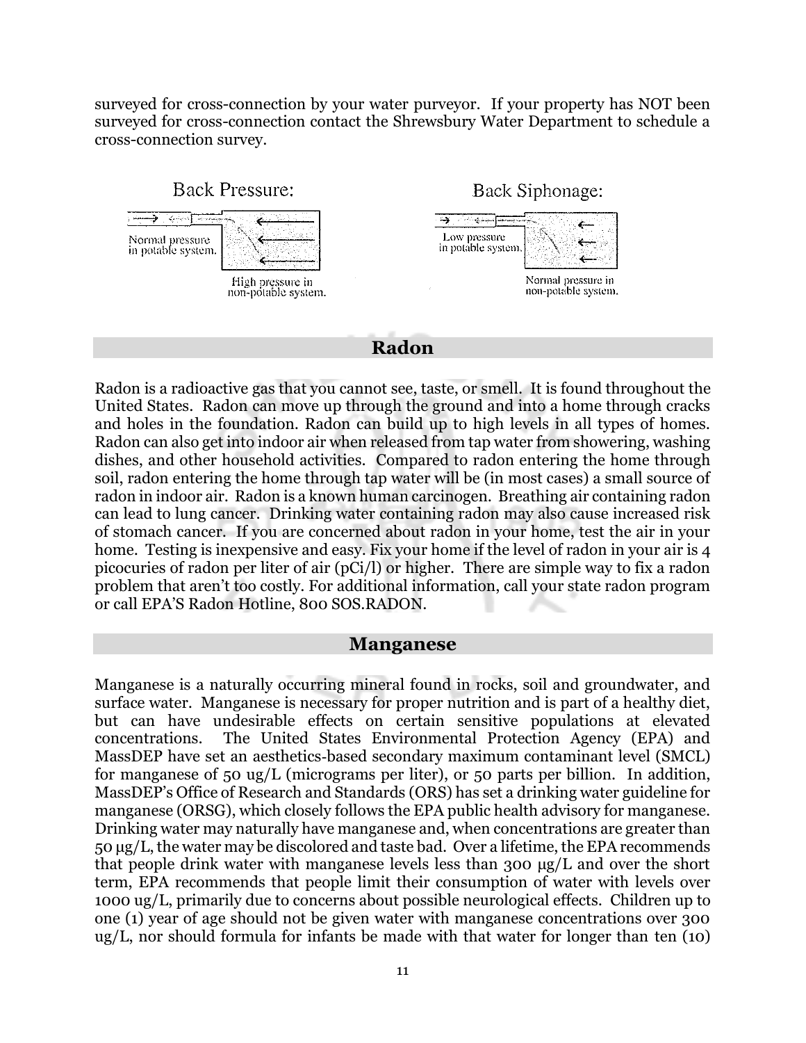surveyed for cross-connection by your water purveyor. If your property has NOT been surveyed for cross-connection contact the Shrewsbury Water Department to schedule a cross-connection survey.

Back Pressure:

Normal pressure in potable system.

High pressure in non-potable system.

Back Siphonage:

Low pressure in potable system.

Normal pressure in non-potable system.

## Radon

Radon is a radioactive gas that you cannot see, taste, or smell. It is found throughout the United States. Radon can move up through the ground and into a home through cracks and holes in the foundation. Radon can build up to high levels in all types of homes. Radon can also get into indoor air when released from tap water from showering, washing dishes, and other household activities. Compared to radon entering the home through soil, radon entering the home through tap water will be (in most cases) a small source of radon in indoor air. Radon is a known human carcinogen. Breathing air containing radon can lead to lung cancer. Drinking water containing radon may also cause increased risk of stomach cancer. If you are concerned about radon in your home, test the air in your home. Testing is inexpensive and easy. Fix your home if the level of radon in your air is 4 picocuries of radon per liter of air (pCi/l) or higher. There are simple way to fix a radon problem that aren't too costly. For additional information, call your state radon program or call EPA'S Radon Hotline, 800 SOS.RADON.

## Manganese

Manganese is a naturally occurring mineral found in rocks, soil and groundwater, and surface water. Manganese is necessary for proper nutrition and is part of a healthy diet, but can have undesirable effects on certain sensitive populations at elevated concentrations. The United States Environmental Protection Agency (EPA) and MassDEP have set an aesthetics-based secondary maximum contaminant level (SMCL) for manganese of 50 ug/L (micrograms per liter), or 50 parts per billion. In addition, MassDEP's Office of Research and Standards (ORS) has set a drinking water guideline for manganese (ORSG), which closely follows the EPA public health advisory for manganese. Drinking water may naturally have manganese and, when concentrations are greater than 50 μg/L, the water may be discolored and taste bad. Over a lifetime, the EPA recommends that people drink water with manganese levels less than 300 μg/L and over the short term, EPA recommends that people limit their consumption of water with levels over 1000 ug/L, primarily due to concerns about possible neurological effects. Children up to one (1) year of age should not be given water with manganese concentrations over 300 ug/L, nor should formula for infants be made with that water for longer than ten (10)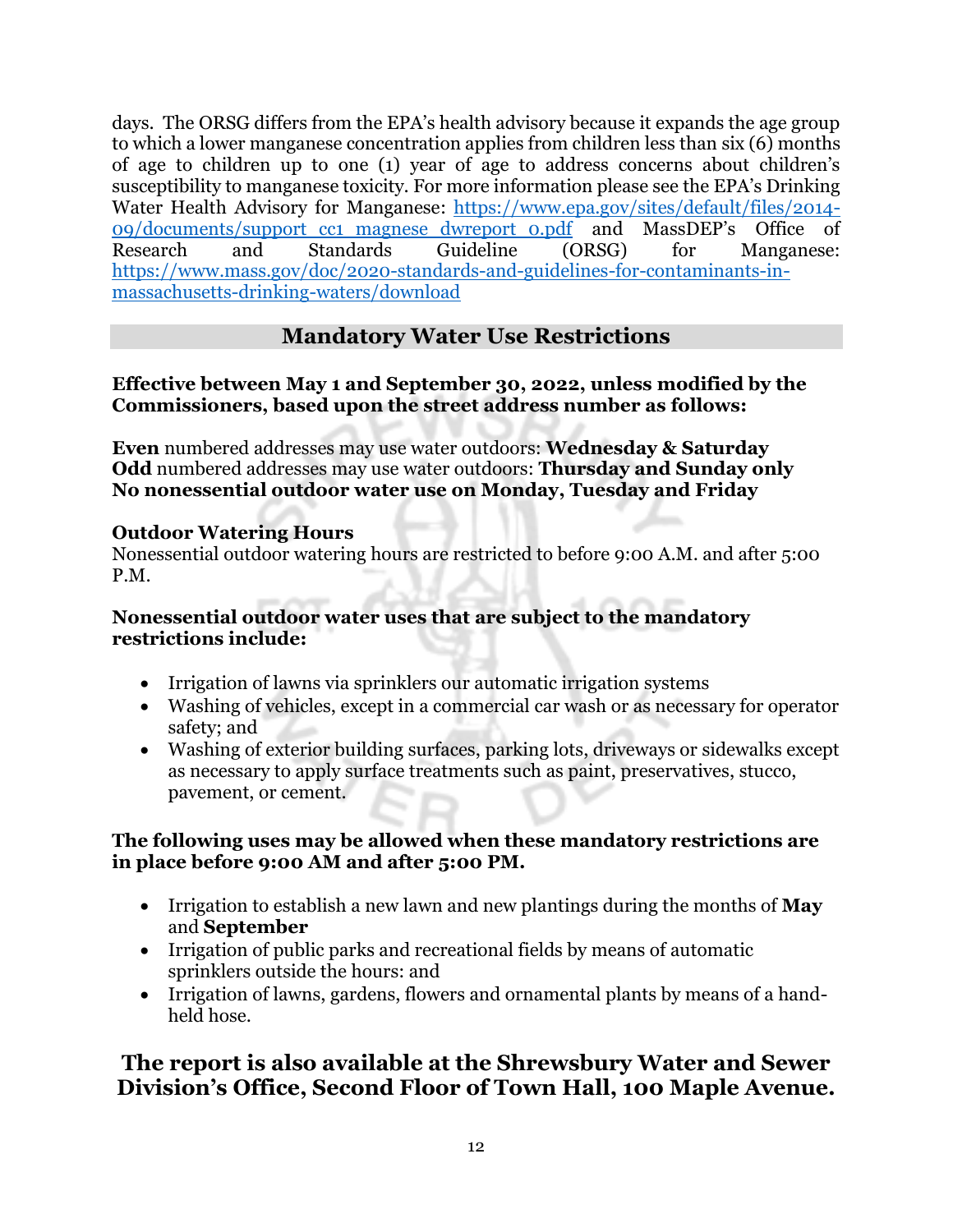days. The ORSG differs from the EPA's health advisory because it expands the age group to which a lower manganese concentration applies from children less than six (6) months of age to children up to one (1) year of age to address concerns about children's susceptibility to manganese toxicity. For more information please see the EPA's Drinking Water Health Advisory for Manganese: https://www.epa.gov/sites/default/files/2014-09/documents/support_cc1_magnese_dwreport_0.pdf and MassDEP's Office of Research and Standards Guideline (ORSG) for Manganese: https://www.mass.gov/doc/2020-standards-and-guidelines-for-contaminants-in-massachusetts-drinking-waters/download

## Mandatory Water Use Restrictions

**Effective between May 1 and September 30, 2022, unless modified by the Commissioners, based upon the street address number as follows:**

**Even** numbered addresses may use water outdoors: **Wednesday & Saturday**
**Odd** numbered addresses may use water outdoors: **Thursday and Sunday only**
**No nonessential outdoor water use on Monday, Tuesday and Friday**

**Outdoor Watering Hours**
Nonessential outdoor watering hours are restricted to before 9:00 A.M. and after 5:00 P.M.

**Nonessential outdoor water uses that are subject to the mandatory restrictions include:**

- Irrigation of lawns via sprinklers our automatic irrigation systems
- Washing of vehicles, except in a commercial car wash or as necessary for operator safety; and
- Washing of exterior building surfaces, parking lots, driveways or sidewalks except as necessary to apply surface treatments such as paint, preservatives, stucco, pavement, or cement.

**The following uses may be allowed when these mandatory restrictions are in place before 9:00 AM and after 5:00 PM.**

- Irrigation to establish a new lawn and new plantings during the months of **May** and **September**
- Irrigation of public parks and recreational fields by means of automatic sprinklers outside the hours: and
- Irrigation of lawns, gardens, flowers and ornamental plants by means of a hand-held hose.

## The report is also available at the Shrewsbury Water and Sewer Division's Office, Second Floor of Town Hall, 100 Maple Avenue.